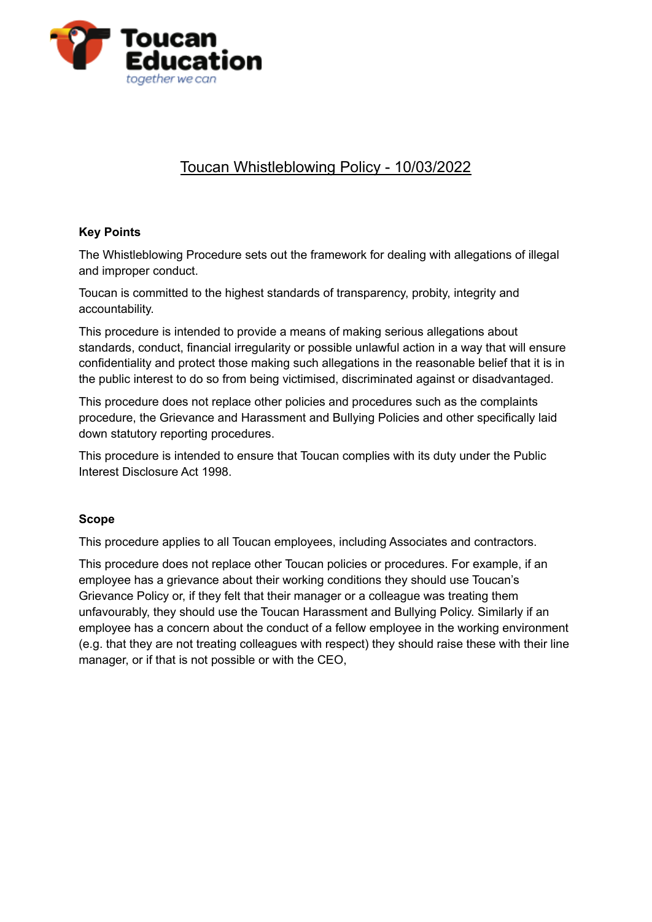Toucan Education
together we can

# Toucan Whistleblowing Policy - 10/03/2022

**Key Points**

The Whistleblowing Procedure sets out the framework for dealing with allegations of illegal and improper conduct.

Toucan is committed to the highest standards of transparency, probity, integrity and accountability.

This procedure is intended to provide a means of making serious allegations about standards, conduct, financial irregularity or possible unlawful action in a way that will ensure confidentiality and protect those making such allegations in the reasonable belief that it is in the public interest to do so from being victimised, discriminated against or disadvantaged.

This procedure does not replace other policies and procedures such as the complaints procedure, the Grievance and Harassment and Bullying Policies and other specifically laid down statutory reporting procedures.

This procedure is intended to ensure that Toucan complies with its duty under the Public Interest Disclosure Act 1998.

**Scope**

This procedure applies to all Toucan employees, including Associates and contractors.

This procedure does not replace other Toucan policies or procedures. For example, if an employee has a grievance about their working conditions they should use Toucan's Grievance Policy or, if they felt that their manager or a colleague was treating them unfavourably, they should use the Toucan Harassment and Bullying Policy. Similarly if an employee has a concern about the conduct of a fellow employee in the working environment (e.g. that they are not treating colleagues with respect) they should raise these with their line manager, or if that is not possible or with the CEO,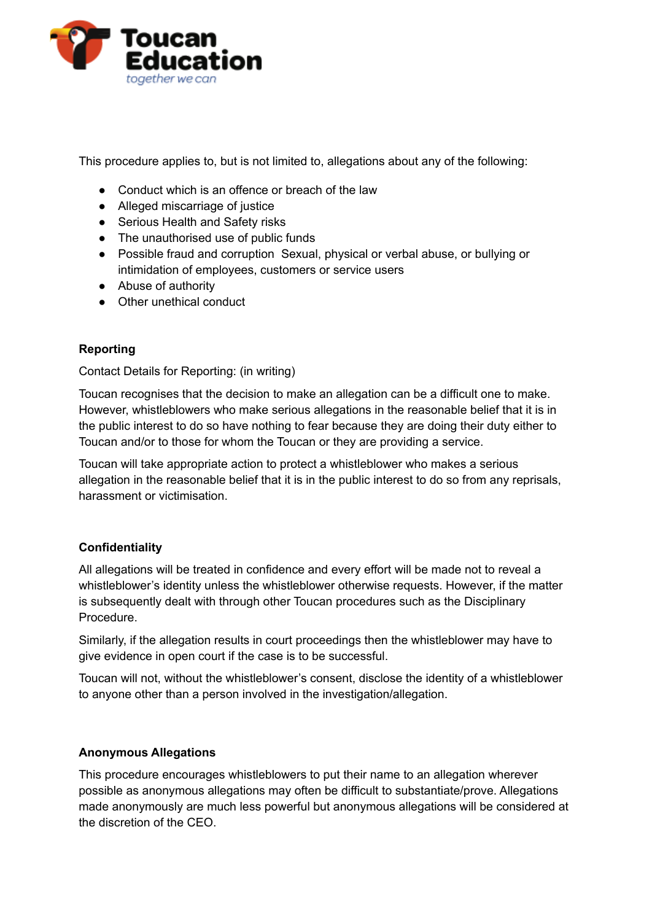This procedure applies to, but is not limited to, allegations about any of the following:

- Conduct which is an offence or breach of the law
- Alleged miscarriage of justice
- Serious Health and Safety risks
- The unauthorised use of public funds
- Possible fraud and corruption  Sexual, physical or verbal abuse, or bullying or intimidation of employees, customers or service users
- Abuse of authority
- Other unethical conduct

**Reporting**

Contact Details for Reporting: (in writing)

Toucan recognises that the decision to make an allegation can be a difficult one to make. However, whistleblowers who make serious allegations in the reasonable belief that it is in the public interest to do so have nothing to fear because they are doing their duty either to Toucan and/or to those for whom the Toucan or they are providing a service.

Toucan will take appropriate action to protect a whistleblower who makes a serious allegation in the reasonable belief that it is in the public interest to do so from any reprisals, harassment or victimisation.

**Confidentiality**

All allegations will be treated in confidence and every effort will be made not to reveal a whistleblower's identity unless the whistleblower otherwise requests. However, if the matter is subsequently dealt with through other Toucan procedures such as the Disciplinary Procedure.

Similarly, if the allegation results in court proceedings then the whistleblower may have to give evidence in open court if the case is to be successful.

Toucan will not, without the whistleblower's consent, disclose the identity of a whistleblower to anyone other than a person involved in the investigation/allegation.

**Anonymous Allegations**

This procedure encourages whistleblowers to put their name to an allegation wherever possible as anonymous allegations may often be difficult to substantiate/prove. Allegations made anonymously are much less powerful but anonymous allegations will be considered at the discretion of the CEO.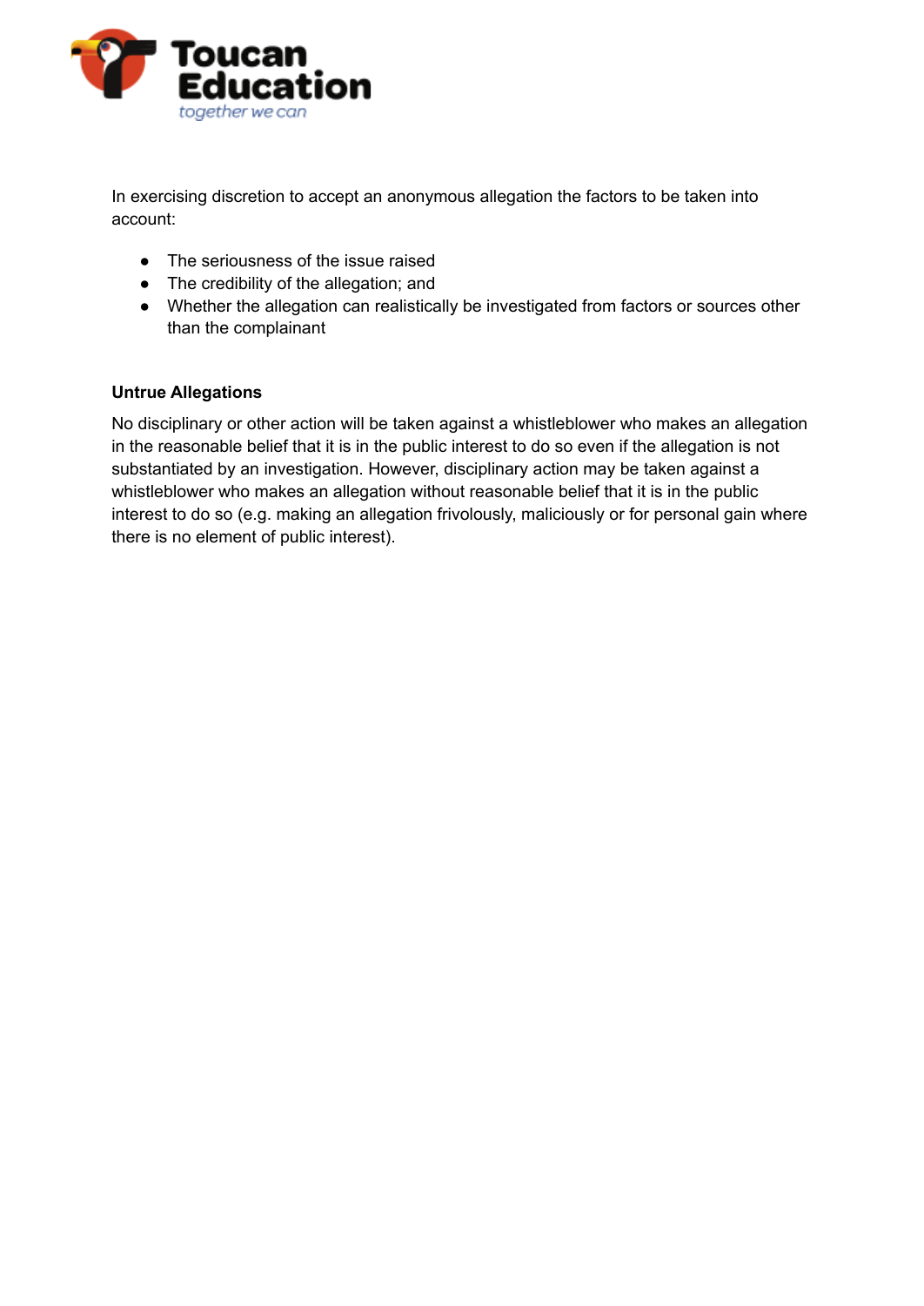In exercising discretion to accept an anonymous allegation the factors to be taken into account:

- The seriousness of the issue raised
- The credibility of the allegation; and
- Whether the allegation can realistically be investigated from factors or sources other than the complainant

**Untrue Allegations**

No disciplinary or other action will be taken against a whistleblower who makes an allegation in the reasonable belief that it is in the public interest to do so even if the allegation is not substantiated by an investigation. However, disciplinary action may be taken against a whistleblower who makes an allegation without reasonable belief that it is in the public interest to do so (e.g. making an allegation frivolously, maliciously or for personal gain where there is no element of public interest).